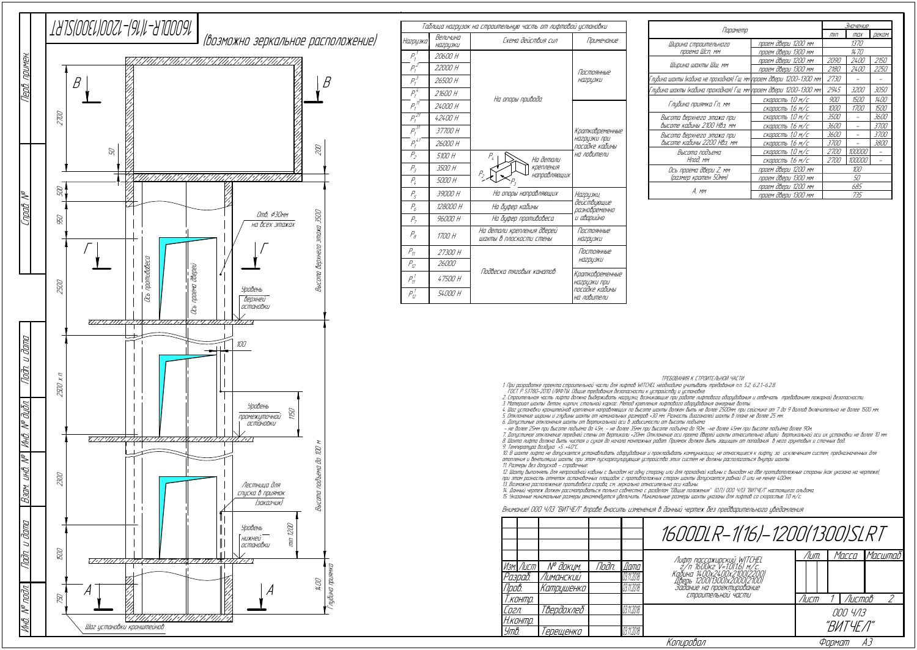# 1600DLR-1(16)-1200(1300)SLRT

(возможно зеркальное расположение)

В — В

Г — Г

А — А

2700, 50, 200, 500, 950, 2500, 2500 x n, 2300, 1500, 750, 100, 1150, min 1200, 1400

Отв. ф30мм на всех этажах

Высота верхнего этажа 3500

Ось противовеса

Ось проема дверей

Уровень верхней остановки

Уровень промежуточной остановки

Лестница для спуска в приямок (заказчик)

Уровень нижней остановки

Высота подъема до 100 м

Глубина приямка

Шаг установки кронштейнов

## Таблица нагрузок на строительную часть от лифтовой установки

| Нагрузка | Величина нагрузки | Схема действия сил | Примечание |
|---|---|---|---|
| $P_1^1$ | 20600 Н | На опоры привода | Постоянные нагрузки |
| $P_1^2$ | 22000 Н | | |
| $P_1^3$ | 26500 Н | | |
| $P_1^4$ | 21600 Н | | |
| $P_1^{1'}$ | 24000 Н | | Кратковременные нагрузки при посадке кабины на ловители |
| $P_1^{2'}$ | 42400 Н | | |
| $P_1^{3'}$ | 37700 Н | | |
| $P_1^{4'}$ | 26000 Н | | |
| $P_2$ | 5100 Н | На детали крепления направляющих ($P_4$, $P_2$, $P_3$) | |
| $P_3$ | 3500 Н | | |
| $P_4$ | 5000 Н | | |
| $P_5$ | 39000 Н | На опоры направляющих | Нагрузки, действующие разновременно и аварийно |
| $P_6$ | 128000 Н | На буфер кабины | |
| $P_7$ | 96000 Н | На буфер противовеса | |
| $P_8$ | 1700 Н | На детали крепления дверей шахты в плоскости стены | Постоянные нагрузки |
| $P_{11}$ | 27300 Н | Подвеска тяговых канатов | Постоянные нагрузки |
| $P_{12}$ | 26000 | | |
| $P_{11}^1$ | 47500 Н | | Кратковременные нагрузки при посадке кабины на ловители |
| $P_{12}^1$ | 54000 Н | | |

| Параметр | | Значение min | max | реком. |
|---|---|---|---|---|
| Ширина строительного проема Шсп, мм | проем двери 1200 мм | 1370 | | |
| | проем двери 1300 мм | 1470 | | |
| Ширина шахты Шш, мм | проем двери 1200 мм | 2090 | 2400 | 2150 |
| | проем двери 1300 мм | 2180 | 2400 | 2250 |
| Глубина шахты (кабина не проходная) Гш, мм | проем двери 1200-1300 мм | 2730 | – | – |
| Глубина шахты (кабина проходная) Гш, мм | проем двери 1200-1300 мм | 2945 | 3200 | 3050 |
| Глубина приямка Гп, мм | скорость 1,0 м/с | 900 | 1500 | 1400 |
| | скорость 1,6 м/с | 1000 | 1700 | 1500 |
| Высота верхнего этажа при высоте кабины 2100 Нвэ, мм | скорость 1,0 м/с | 3500 | – | 3600 |
| | скорость 1,6 м/с | 3600 | – | 3700 |
| Высота верхнего этажа при высоте кабины 2200 Нвэ, мм | скорость 1,0 м/с | 3600 | – | 3700 |
| | скорость 1,6 м/с | 3700 | – | 3800 |
| Высота подъема Нпод, мм | скорость 1,0 м/с | 2700 | 100000 | – |
| | скорость 1,6 м/с | 2700 | 100000 | – |
| Ось проема двери Z, мм (размер кратен 50мм) | проем двери 1200 мм | 100 | | |
| | проем двери 1300 мм | 50 | | |
| А, мм | проем двери 1200 мм | 685 | | |
| | проем двери 1300 мм | 735 | | |

## ТРЕБОВАНИЯ К СТРОИТЕЛЬНОЙ ЧАСТИ

1. При разработке проекта строительной части для лифтов WITCHEL необходимо учитывать требования п.п. 5.2, 6.2.1-6.2.8. ГОСТ Р 53780-2010 (ЛИФТЫ. Общие требования безопасности к устройству и установке.
2. Строительная часть лифта должна выдерживать нагрузки, возникающие при работе лифтового оборудования и отвечать требованиям пожарной безопасности.
3. Материал шахты: бетон, кирпич, стальной каркас. Метод крепления лифтового оборудования анкерные болты.
4. Шаг установки кронштейнов крепления направляющих по высоте шахты должен быть не более 2500мм, при сейсмике от 7 до 9 баллов включительно не более 1500 мм.
5. Отклонение ширины и глубины шахты от номинальных размеров +30 мм. Разность диагоналей шахты в плане не более 25 мм.
6. Допустимые отклонения шахты от вертикальной оси в зависимости от высоты подъема
– не более 25мм при высоте подъема до 45м, – не более 35мм при высоте подъема до 90м, –не более 45мм при высоте подъема более 90м.
7. Допустимое отклонение передней стены от вертикали +20мм. Отклонение оси проема дверей шахты относительно общей вертикальной оси их установки не более 10 мм.
8. Шахта лифта должна быть чистая и сухая до начала монтажных работ. Приямок должен быть защищен от попадания в него грунтовых и сточных вод.
9. Температура воздуха +5...+40°С.
10. В шахте лифта не допускается устанавливать оборудование и прокладывать коммуникации, не относящиеся к лифту, за исключением систем, предназначенных для отопления и вентиляции шахты, при этом пускорегулирующие устройства этих систем не должны располагаться внутри шахты.
11. Размеры без допусков – справочные.
12. Шахту выполнять для непроходной кабины с выходом на одну сторону или для проходной кабины с выходом на две противоположные стороны (как указано на чертеже), при этом разность отметок остановочных площадок с противоположных сторон шахты допускается равной 0 или не менее 400мм.
13. Возможно расположение противовеса справа, см. зеркально относительно оси кабины.
14. Данный чертеж должен рассматриваться только совместно с разделом "Общие положения" (ОП) ООО ЧЛЗ "ВИТЧЕЛ" настоящего альбома.
15. Указанные минимальные размеры рекомендуется увеличить. Минимальные размеры шахты указаны для лифтов со скоростью 1,0 м/с.

*Внимание! ООО ЧЛЗ "ВИТЧЕЛ" вправе вносить изменения в данный чертеж без предварительного уведомления*

| Изм. | Лист | № докум. | Подп. | Дата |
|---|---|---|---|---|
| Разраб. | | Лиманский | | 03.11.2018 |
| Пров. | | Катрушенко | | 03.11.2018 |
| Т.контр. | | | | |
| Согл. | | Твердохлеб | | 03.11.2018 |
| Н.контр. | | | | |
| Утв. | | Терещенко | | 03.11.2018 |

**1600DLR-1(16)-1200(1300)SLRT**

Лифт пассажирский WITCHEL
г/п 1600кг V=1,0(1,6) м/с.
Кабина 1400x2400x2100(2200)
Дверь 1200(1300)x2000(2100)
Задание на проектирование строительной части

Лит. | Масса | Масштаб

Лист 1 | Листов 2

ООО ЧЛЗ "ВИТЧЕЛ"

Копировал | Формат А3

Перв. примен. | Справ. № | Подп. и дата | Инв. № дубл. | Взам. инв. № | Подп. и дата | Инв. № подл.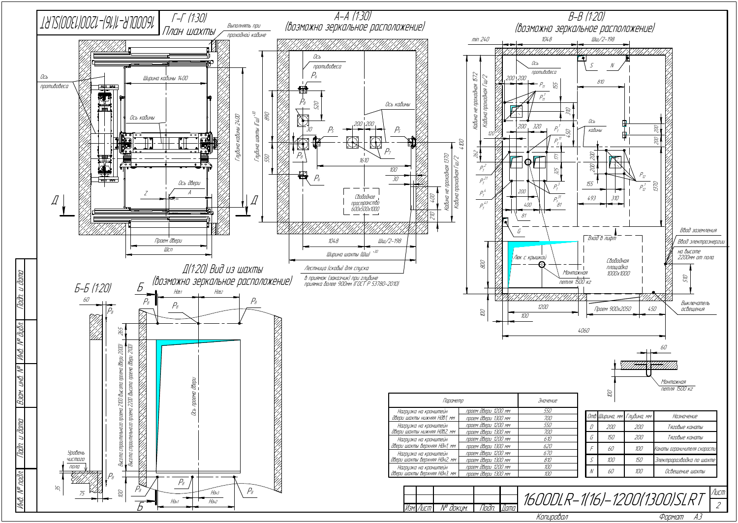# 1600DLR-1(16)-1200(1300)SLRT

## Г–Г (1:30) План шахты

Выполнять при проходной кабине

Ось противовеса

Ширина кабины 1400

Ось кабины

Глубина кабины 2400

Глубина шахты Гш +30

Ось двери

Z

A

Д

Проем двери

Шсп

## А–А (1:30) (возможно зеркальное расположение)

Ось противовеса

$P_6$

$P_8$

520

890

550

30

$P_5$

200 200

$P_5$

Ось кабины

$P_7$

1610

100

30

Свободное пространство 600х500х1000

400

210

Кабина не проходная 1370

Кабина проходная Гш/2

4100

1048

Шш/2–198

Ширина шахты (Шш) +30

Лестница (скобы) для спуска в приямок (заказчик) при глубине приямка более 900мм (ГОСТ Р 53780-2010)

## В–В (1:20) (возможно зеркальное расположение)

min 240

1048

Шш/2–198

S

N

Ось противовеса

200 200

$P_{11}$

$P_{11}^1$

155

310

810

Кабина не проходная 1572

Кабина проходная Гш/2

200

320

$P_1^1$

$P_1^{11}$

450

Ось кабины

200

200

120

262

171

325

200 200

$P_1^2$

$P_1^{21}$

$P_1^4$

$P_1^{41}$

200

400

81

$P_1^3$

$P_1^{31}$

81

155

493

310

$P_{12}$

$P_{12}^1$

1370

G

Вход в лифт

Ввод заземления

Ввод электроэнергии на высоте 2200мм от пола

Люк с крышкой

Монтажная петля 1500 кг

Свободная площадка 1000х1000

800

510

Выключатель освещения

100

1200

100

Проем 900х2050

450

4060

60

100

Монтажная петля 1500 кг

## Д(1:20) Вид из шахты (возможно зеркальное расположение)

Б

$P_8$

Нвв1

Нвв2

$P_8$

$P_8$

265

Высота строительного проема 2100 (Высота проема двери 2000)

Высота строительного проема 2200 (Высота проема двери 2100)

Ось проема двери

$P_8$

$P_8$

$P_8$

100

Нвн3

Нвн1

Нвн2

Б

## Б–Б (1:20)

60

$P_8$

Уровень чистого пола

$P_8$

35

75

| Параметр | | Значение |
|---|---|---|
| Нагрузка на кронштейн двери шахты нижняя Нвв1, мм | проем двери 1200 мм | 550 |
| | проем двери 1300 мм | 700 |
| Нагрузка на кронштейн двери шахты нижняя Нвв2, мм | проем двери 1200 мм | 550 |
| | проем двери 1300 мм | 700 |
| Нагрузка на кронштейн двери шахты верхняя Нвн1, мм | проем двери 1200 мм | 610 |
| | проем двери 1300 мм | 620 |
| Нагрузка на кронштейн двери шахты верхняя Нвн2, мм | проем двери 1200 мм | 670 |
| | проем двери 1300 мм | 810 |
| Нагрузка на кронштейн двери шахты верхняя Нвн3, мм | проем двери 1200 мм | 100 |
| | проем двери 1300 мм | 100 |

| Отв. | Ширина, мм | Глубина, мм | Назначение |
|---|---|---|---|
| D | 200 | 200 | Тяговые канаты |
| G | 150 | 200 | Тяговые канаты |
| F | 60 | 100 | Канаты ограничителя скорости |
| S | 100 | 150 | Электроразводка по шахте |
| N | 60 | 100 | Освещение шахты |

| Изм. | Лист | № докум. | Подп. | Дата | 1600DLR-1(16)-1200(1300)SLRT | Лист 2 |
|---|---|---|---|---|---|---|

Инв. № подл. | Подп. и дата | Взам. инв. № | Инв. № дубл. | Подп. и дата

Копировал

Формат А3